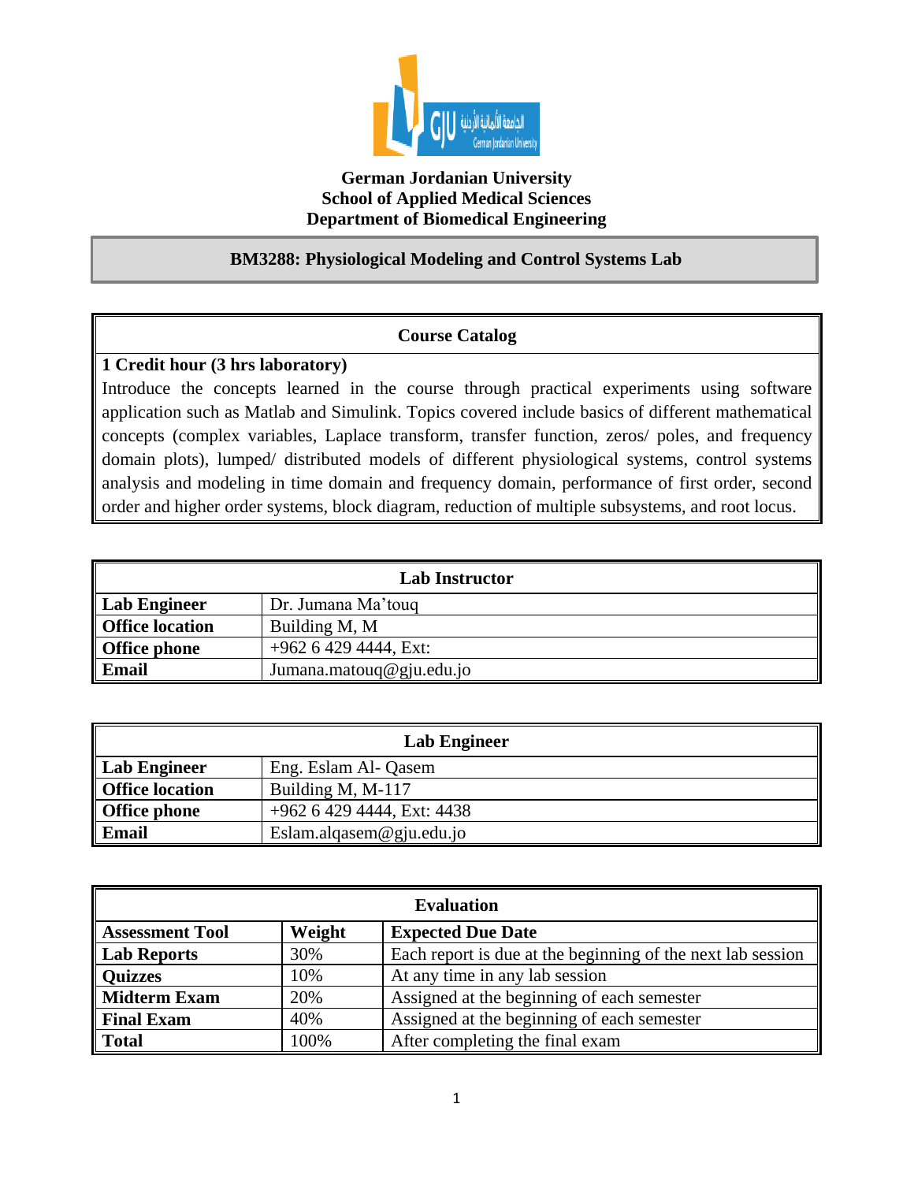**German Jordanian University**
**School of Applied Medical Sciences**
**Department of Biomedical Engineering**

# BM3288: Physiological Modeling and Control Systems Lab

## Course Catalog

**1 Credit hour (3 hrs laboratory)**

Introduce the concepts learned in the course through practical experiments using software application such as Matlab and Simulink. Topics covered include basics of different mathematical concepts (complex variables, Laplace transform, transfer function, zeros/ poles, and frequency domain plots), lumped/ distributed models of different physiological systems, control systems analysis and modeling in time domain and frequency domain, performance of first order, second order and higher order systems, block diagram, reduction of multiple subsystems, and root locus.

| Lab Instructor | |
|---|---|
| **Lab Engineer** | Dr. Jumana Ma'touq |
| **Office location** | Building M, M |
| **Office phone** | +962 6 429 4444, Ext: |
| **Email** | Jumana.matouq@gju.edu.jo |

| Lab Engineer | |
|---|---|
| **Lab Engineer** | Eng. Eslam Al- Qasem |
| **Office location** | Building M, M-117 |
| **Office phone** | +962 6 429 4444, Ext: 4438 |
| **Email** | Eslam.alqasem@gju.edu.jo |

| Evaluation | | |
|---|---|---|
| **Assessment Tool** | **Weight** | **Expected Due Date** |
| **Lab Reports** | 30% | Each report is due at the beginning of the next lab session |
| **Quizzes** | 10% | At any time in any lab session |
| **Midterm Exam** | 20% | Assigned at the beginning of each semester |
| **Final Exam** | 40% | Assigned at the beginning of each semester |
| **Total** | 100% | After completing the final exam |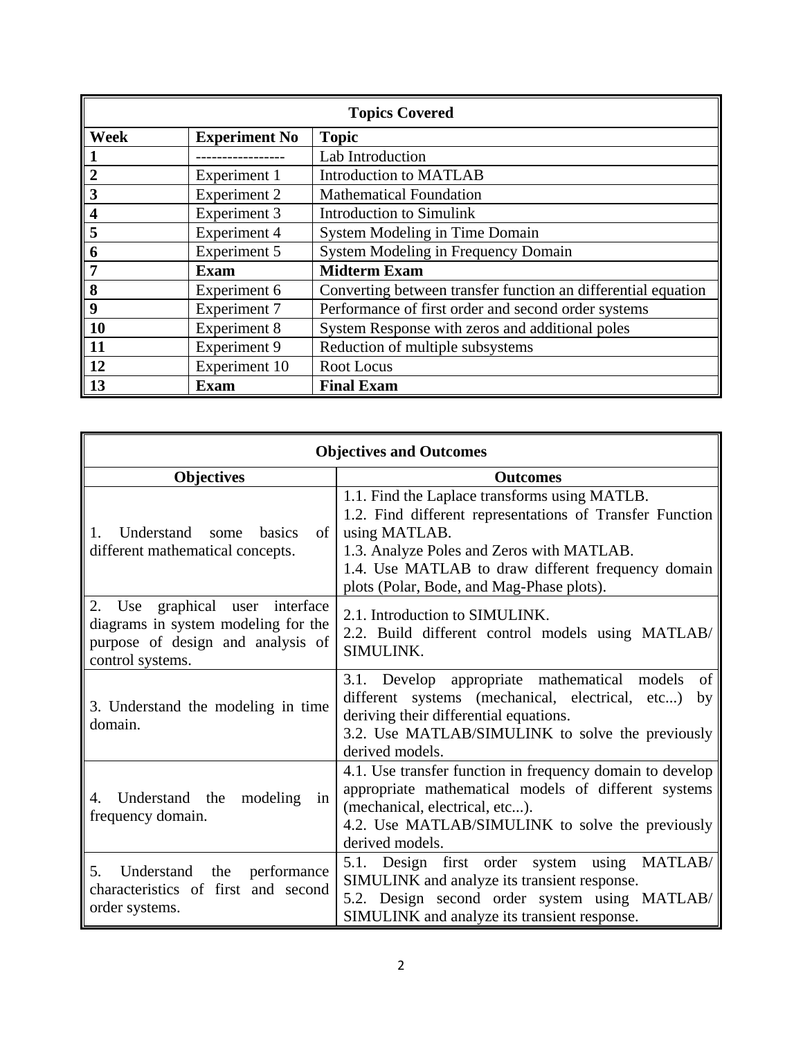| Topics Covered | | |
|---|---|---|
| **Week** | **Experiment No** | **Topic** |
| **1** | ----------------- | Lab Introduction |
| **2** | Experiment 1 | Introduction to MATLAB |
| **3** | Experiment 2 | Mathematical Foundation |
| **4** | Experiment 3 | Introduction to Simulink |
| **5** | Experiment 4 | System Modeling in Time Domain |
| **6** | Experiment 5 | System Modeling in Frequency Domain |
| **7** | **Exam** | **Midterm Exam** |
| **8** | Experiment 6 | Converting between transfer function an differential equation |
| **9** | Experiment 7 | Performance of first order and second order systems |
| **10** | Experiment 8 | System Response with zeros and additional poles |
| **11** | Experiment 9 | Reduction of multiple subsystems |
| **12** | Experiment 10 | Root Locus |
| **13** | **Exam** | **Final Exam** |

| Objectives and Outcomes | |
|---|---|
| **Objectives** | **Outcomes** |
| 1. Understand some basics of different mathematical concepts. | 1.1. Find the Laplace transforms using MATLB.<br>1.2. Find different representations of Transfer Function using MATLAB.<br>1.3. Analyze Poles and Zeros with MATLAB.<br>1.4. Use MATLAB to draw different frequency domain plots (Polar, Bode, and Mag-Phase plots). |
| 2. Use graphical user interface diagrams in system modeling for the purpose of design and analysis of control systems. | 2.1. Introduction to SIMULINK.<br>2.2. Build different control models using MATLAB/ SIMULINK. |
| 3. Understand the modeling in time domain. | 3.1. Develop appropriate mathematical models of different systems (mechanical, electrical, etc...) by deriving their differential equations.<br>3.2. Use MATLAB/SIMULINK to solve the previously derived models. |
| 4. Understand the modeling in frequency domain. | 4.1. Use transfer function in frequency domain to develop appropriate mathematical models of different systems (mechanical, electrical, etc...).<br>4.2. Use MATLAB/SIMULINK to solve the previously derived models. |
| 5. Understand the performance characteristics of first and second order systems. | 5.1. Design first order system using MATLAB/ SIMULINK and analyze its transient response.<br>5.2. Design second order system using MATLAB/ SIMULINK and analyze its transient response. |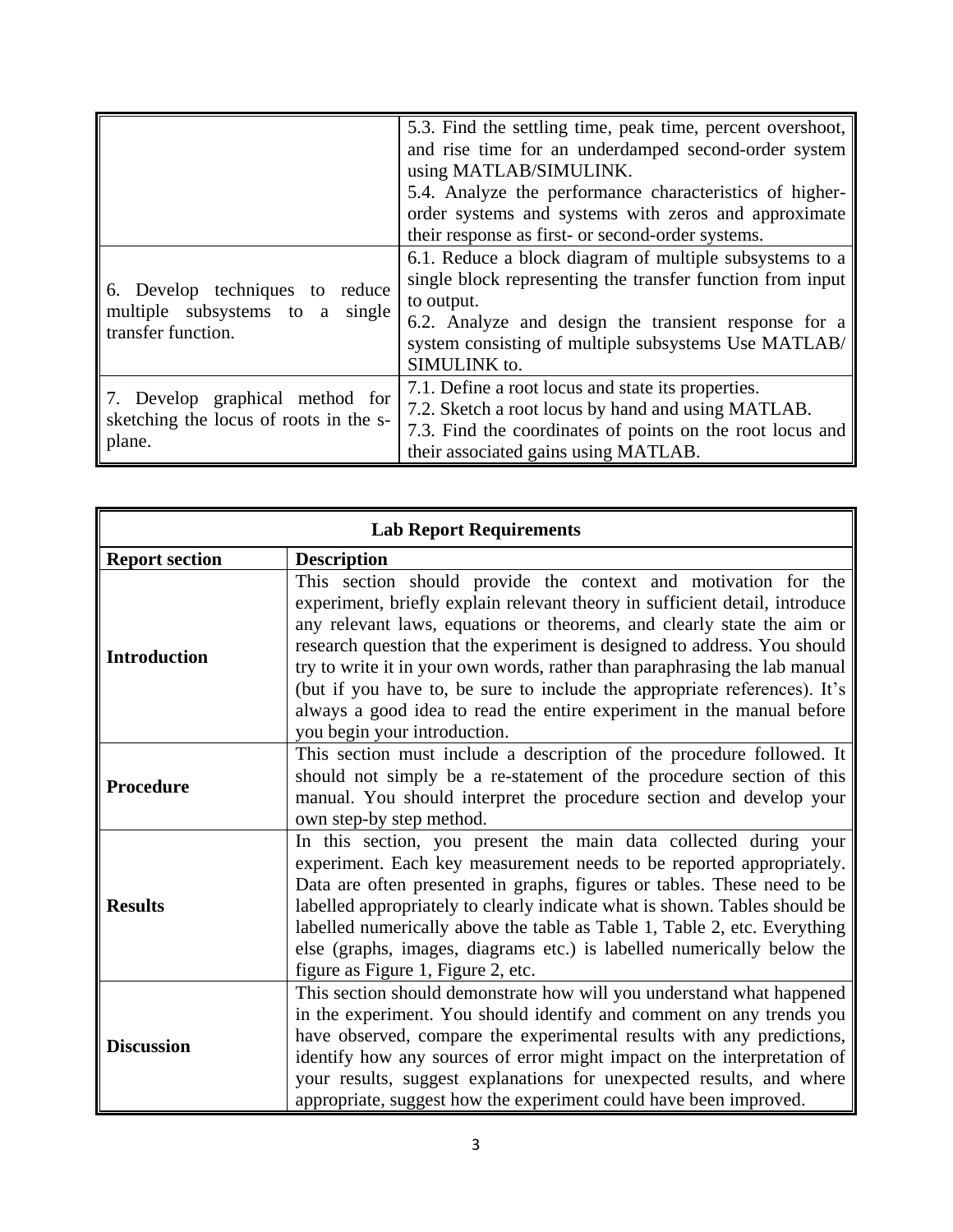| | |
|---|---|
| | 5.3. Find the settling time, peak time, percent overshoot, and rise time for an underdamped second-order system using MATLAB/SIMULINK.<br>5.4. Analyze the performance characteristics of higher-order systems and systems with zeros and approximate their response as first- or second-order systems. |
| 6. Develop techniques to reduce multiple subsystems to a single transfer function. | 6.1. Reduce a block diagram of multiple subsystems to a single block representing the transfer function from input to output.<br>6.2. Analyze and design the transient response for a system consisting of multiple subsystems Use MATLAB/ SIMULINK to. |
| 7. Develop graphical method for sketching the locus of roots in the s-plane. | 7.1. Define a root locus and state its properties.<br>7.2. Sketch a root locus by hand and using MATLAB.<br>7.3. Find the coordinates of points on the root locus and their associated gains using MATLAB. |

| **Lab Report Requirements** | |
|---|---|
| **Report section** | **Description** |
| **Introduction** | This section should provide the context and motivation for the experiment, briefly explain relevant theory in sufficient detail, introduce any relevant laws, equations or theorems, and clearly state the aim or research question that the experiment is designed to address. You should try to write it in your own words, rather than paraphrasing the lab manual (but if you have to, be sure to include the appropriate references). It's always a good idea to read the entire experiment in the manual before you begin your introduction. |
| **Procedure** | This section must include a description of the procedure followed. It should not simply be a re-statement of the procedure section of this manual. You should interpret the procedure section and develop your own step-by step method. |
| **Results** | In this section, you present the main data collected during your experiment. Each key measurement needs to be reported appropriately. Data are often presented in graphs, figures or tables. These need to be labelled appropriately to clearly indicate what is shown. Tables should be labelled numerically above the table as Table 1, Table 2, etc. Everything else (graphs, images, diagrams etc.) is labelled numerically below the figure as Figure 1, Figure 2, etc. |
| **Discussion** | This section should demonstrate how will you understand what happened in the experiment. You should identify and comment on any trends you have observed, compare the experimental results with any predictions, identify how any sources of error might impact on the interpretation of your results, suggest explanations for unexpected results, and where appropriate, suggest how the experiment could have been improved. |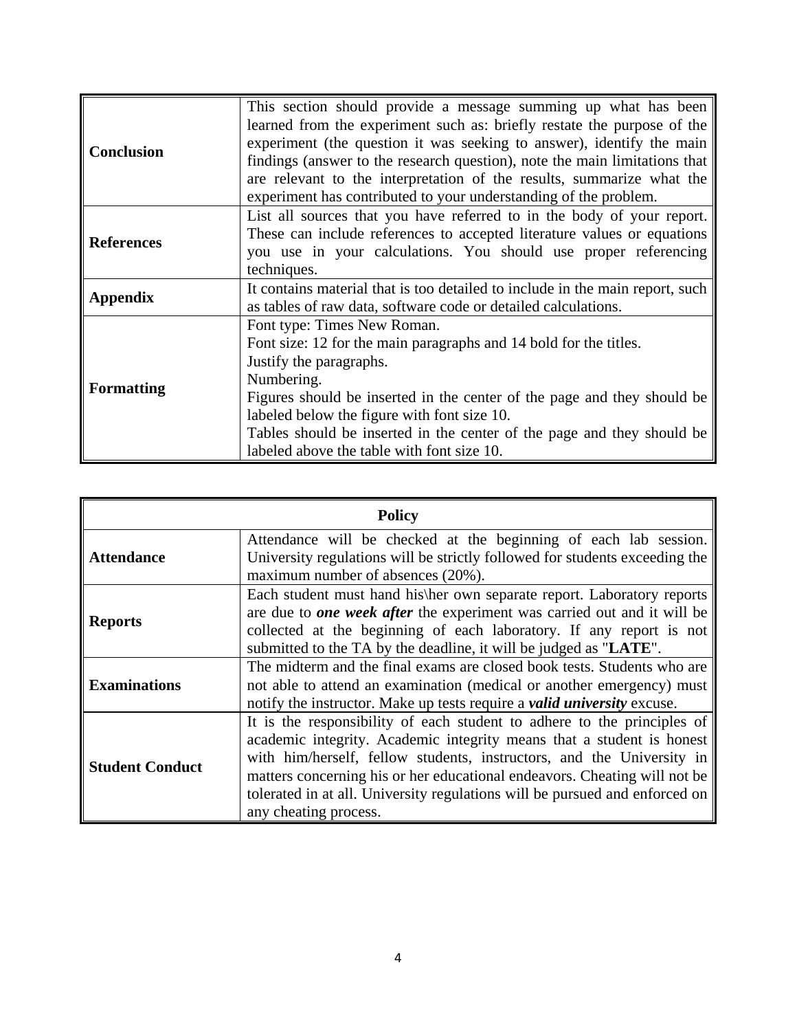| | |
|---|---|
| **Conclusion** | This section should provide a message summing up what has been learned from the experiment such as: briefly restate the purpose of the experiment (the question it was seeking to answer), identify the main findings (answer to the research question), note the main limitations that are relevant to the interpretation of the results, summarize what the experiment has contributed to your understanding of the problem. |
| **References** | List all sources that you have referred to in the body of your report. These can include references to accepted literature values or equations you use in your calculations. You should use proper referencing techniques. |
| **Appendix** | It contains material that is too detailed to include in the main report, such as tables of raw data, software code or detailed calculations. |
| **Formatting** | Font type: Times New Roman.<br>Font size: 12 for the main paragraphs and 14 bold for the titles.<br>Justify the paragraphs.<br>Numbering.<br>Figures should be inserted in the center of the page and they should be labeled below the figure with font size 10.<br>Tables should be inserted in the center of the page and they should be labeled above the table with font size 10. |

| **Policy** | |
|---|---|
| **Attendance** | Attendance will be checked at the beginning of each lab session. University regulations will be strictly followed for students exceeding the maximum number of absences (20%). |
| **Reports** | Each student must hand his\her own separate report. Laboratory reports are due to ***one week after*** the experiment was carried out and it will be collected at the beginning of each laboratory. If any report is not submitted to the TA by the deadline, it will be judged as "**LATE**". |
| **Examinations** | The midterm and the final exams are closed book tests. Students who are not able to attend an examination (medical or another emergency) must notify the instructor. Make up tests require a ***valid university*** excuse. |
| **Student Conduct** | It is the responsibility of each student to adhere to the principles of academic integrity. Academic integrity means that a student is honest with him/herself, fellow students, instructors, and the University in matters concerning his or her educational endeavors. Cheating will not be tolerated in at all. University regulations will be pursued and enforced on any cheating process. |